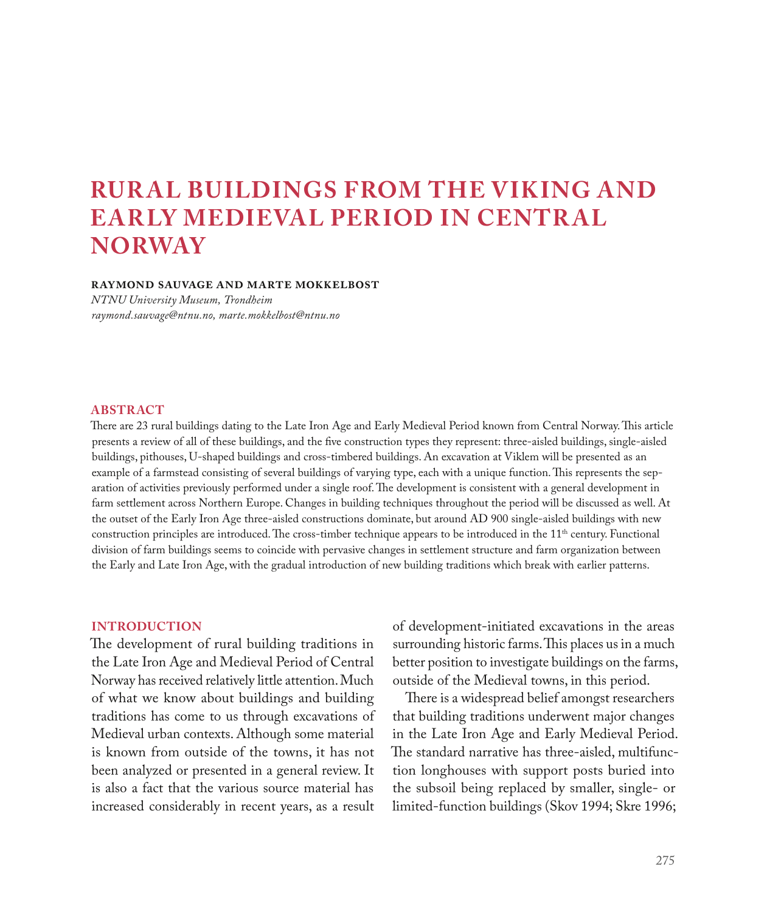# RURAL BUILDINGS FROM THE VIKING AND EARLY MEDIEVAL PERIOD IN CENTRAL NORWAY

**RAYMOND SAUVAGE AND MARTE MOKKELBOST**

*NTNU University Museum, Trondheim*

*raymond.sauvage@ntnu.no, marte.mokkelbost@ntnu.no*

## ABSTRACT

There are 23 rural buildings dating to the Late Iron Age and Early Medieval Period known from Central Norway. This article presents a review of all of these buildings, and the five construction types they represent: three-aisled buildings, single-aisled buildings, pithouses, U-shaped buildings and cross-timbered buildings. An excavation at Viklem will be presented as an example of a farmstead consisting of several buildings of varying type, each with a unique function. This represents the separation of activities previously performed under a single roof. The development is consistent with a general development in farm settlement across Northern Europe. Changes in building techniques throughout the period will be discussed as well. At the outset of the Early Iron Age three-aisled constructions dominate, but around AD 900 single-aisled buildings with new construction principles are introduced. The cross-timber technique appears to be introduced in the 11th century. Functional division of farm buildings seems to coincide with pervasive changes in settlement structure and farm organization between the Early and Late Iron Age, with the gradual introduction of new building traditions which break with earlier patterns.

## INTRODUCTION

The development of rural building traditions in the Late Iron Age and Medieval Period of Central Norway has received relatively little attention. Much of what we know about buildings and building traditions has come to us through excavations of Medieval urban contexts. Although some material is known from outside of the towns, it has not been analyzed or presented in a general review. It is also a fact that the various source material has increased considerably in recent years, as a result of development-initiated excavations in the areas surrounding historic farms. This places us in a much better position to investigate buildings on the farms, outside of the Medieval towns, in this period.

There is a widespread belief amongst researchers that building traditions underwent major changes in the Late Iron Age and Early Medieval Period. The standard narrative has three-aisled, multifunction longhouses with support posts buried into the subsoil being replaced by smaller, single- or limited-function buildings (Skov 1994; Skre 1996;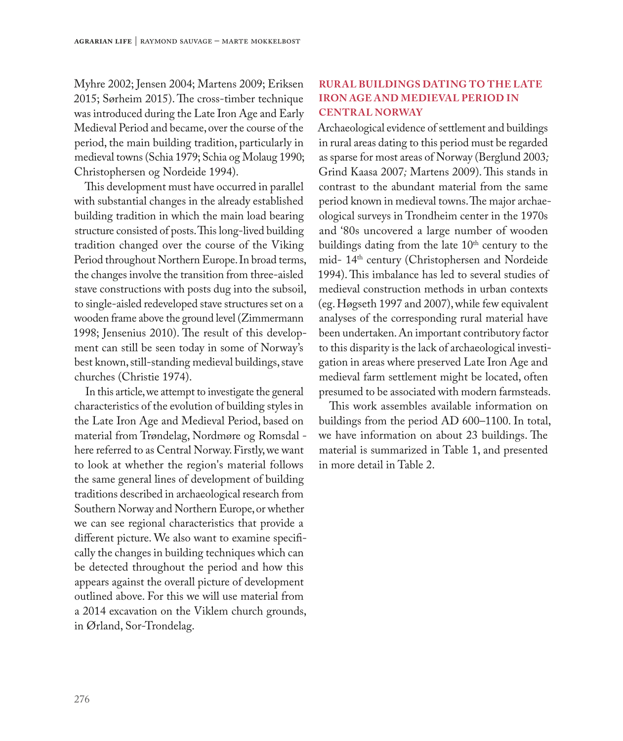Myhre 2002; Jensen 2004; Martens 2009; Eriksen 2015; Sørheim 2015). The cross-timber technique was introduced during the Late Iron Age and Early Medieval Period and became, over the course of the period, the main building tradition, particularly in medieval towns (Schia 1979; Schia og Molaug 1990; Christophersen og Nordeide 1994).

This development must have occurred in parallel with substantial changes in the already established building tradition in which the main load bearing structure consisted of posts. This long-lived building tradition changed over the course of the Viking Period throughout Northern Europe. In broad terms, the changes involve the transition from three-aisled stave constructions with posts dug into the subsoil, to single-aisled redeveloped stave structures set on a wooden frame above the ground level (Zimmermann 1998; Jensenius 2010). The result of this development can still be seen today in some of Norway's best known, still-standing medieval buildings, stave churches (Christie 1974).

In this article, we attempt to investigate the general characteristics of the evolution of building styles in the Late Iron Age and Medieval Period, based on material from Trøndelag, Nordmøre og Romsdal - here referred to as Central Norway. Firstly, we want to look at whether the region's material follows the same general lines of development of building traditions described in archaeological research from Southern Norway and Northern Europe, or whether we can see regional characteristics that provide a different picture. We also want to examine specifically the changes in building techniques which can be detected throughout the period and how this appears against the overall picture of development outlined above. For this we will use material from a 2014 excavation on the Viklem church grounds, in Ørland, Sor-Trondelag.

## RURAL BUILDINGS DATING TO THE LATE IRON AGE AND MEDIEVAL PERIOD IN CENTRAL NORWAY

Archaeological evidence of settlement and buildings in rural areas dating to this period must be regarded as sparse for most areas of Norway (Berglund 2003; Grind Kaasa 2007; Martens 2009). This stands in contrast to the abundant material from the same period known in medieval towns. The major archaeological surveys in Trondheim center in the 1970s and '80s uncovered a large number of wooden buildings dating from the late 10th century to the mid- 14th century (Christophersen and Nordeide 1994). This imbalance has led to several studies of medieval construction methods in urban contexts (eg. Høgseth 1997 and 2007), while few equivalent analyses of the corresponding rural material have been undertaken. An important contributory factor to this disparity is the lack of archaeological investigation in areas where preserved Late Iron Age and medieval farm settlement might be located, often presumed to be associated with modern farmsteads.

This work assembles available information on buildings from the period AD 600–1100. In total, we have information on about 23 buildings. The material is summarized in Table 1, and presented in more detail in Table 2.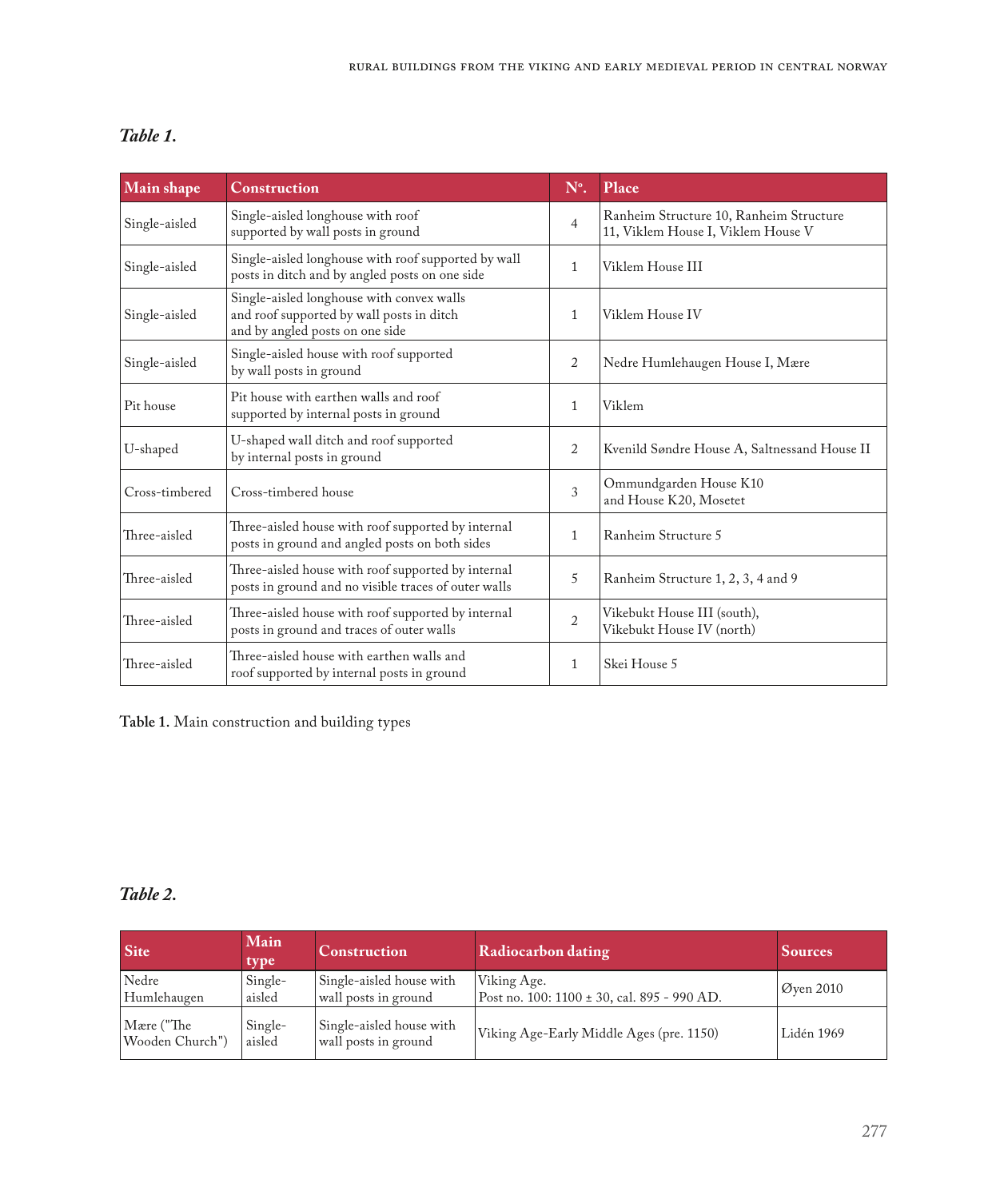*Table 1.*

| Main shape | Construction | Nº. | Place |
|---|---|---|---|
| Single-aisled | Single-aisled longhouse with roof supported by wall posts in ground | 4 | Ranheim Structure 10, Ranheim Structure 11, Viklem House I, Viklem House V |
| Single-aisled | Single-aisled longhouse with roof supported by wall posts in ditch and by angled posts on one side | 1 | Viklem House III |
| Single-aisled | Single-aisled longhouse with convex walls and roof supported by wall posts in ditch and by angled posts on one side | 1 | Viklem House IV |
| Single-aisled | Single-aisled house with roof supported by wall posts in ground | 2 | Nedre Humlehaugen House I, Mære |
| Pit house | Pit house with earthen walls and roof supported by internal posts in ground | 1 | Viklem |
| U-shaped | U-shaped wall ditch and roof supported by internal posts in ground | 2 | Kvenild Søndre House A, Saltnessand House II |
| Cross-timbered | Cross-timbered house | 3 | Ommundgarden House K10 and House K20, Mosetet |
| Three-aisled | Three-aisled house with roof supported by internal posts in ground and angled posts on both sides | 1 | Ranheim Structure 5 |
| Three-aisled | Three-aisled house with roof supported by internal posts in ground and no visible traces of outer walls | 5 | Ranheim Structure 1, 2, 3, 4 and 9 |
| Three-aisled | Three-aisled house with roof supported by internal posts in ground and traces of outer walls | 2 | Vikebukt House III (south), Vikebukt House IV (north) |
| Three-aisled | Three-aisled house with earthen walls and roof supported by internal posts in ground | 1 | Skei House 5 |

**Table 1.** Main construction and building types

*Table 2.*

| Site | Main type | Construction | Radiocarbon dating | Sources |
|---|---|---|---|---|
| Nedre Humlehaugen | Single-aisled | Single-aisled house with wall posts in ground | Viking Age. Post no. 100: 1100 ± 30, cal. 895 - 990 AD. | Øyen 2010 |
| Mære ("The Wooden Church") | Single-aisled | Single-aisled house with wall posts in ground | Viking Age-Early Middle Ages (pre. 1150) | Lidén 1969 |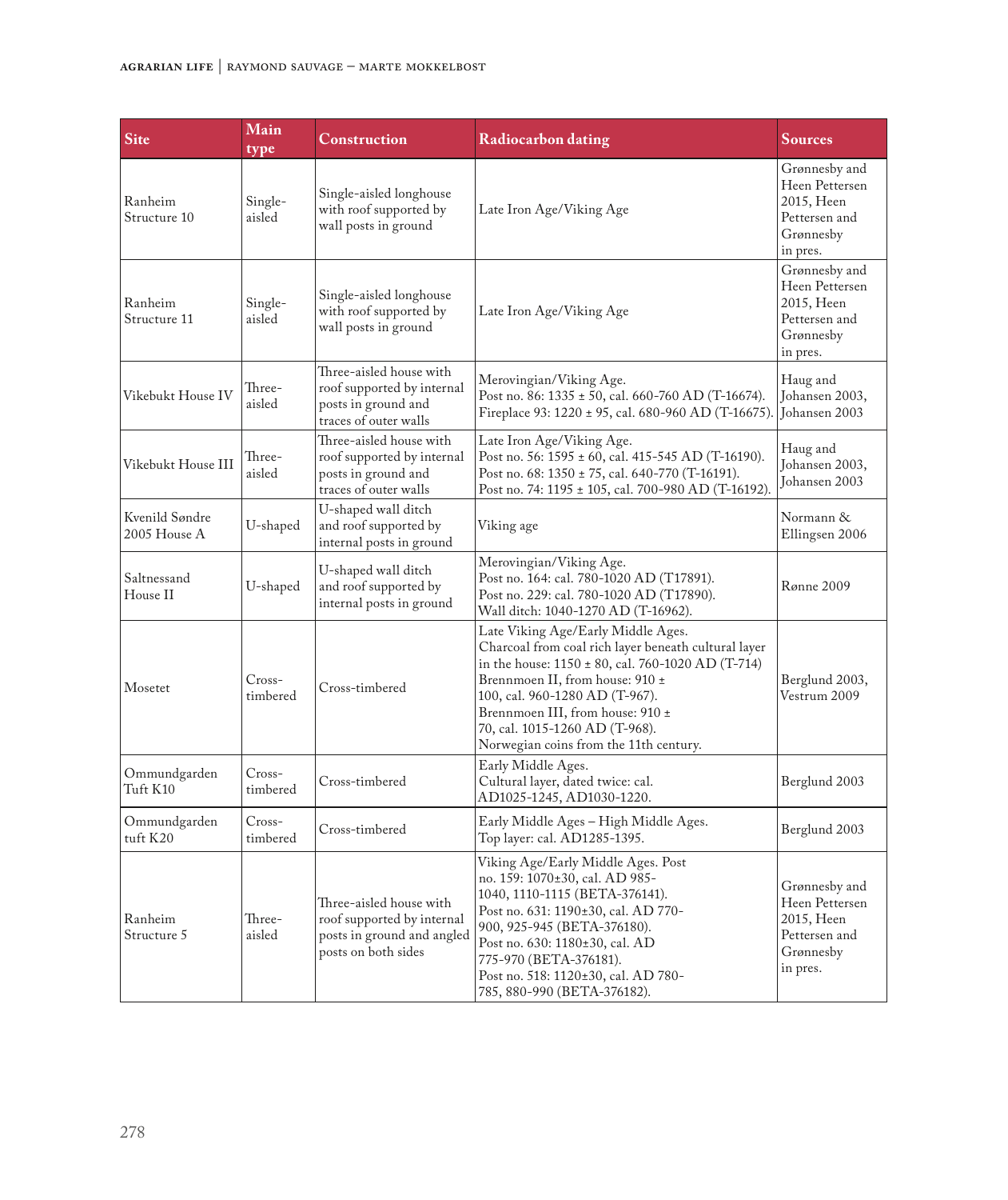| Site | Main type | Construction | Radiocarbon dating | Sources |
|---|---|---|---|---|
| Ranheim Structure 10 | Single-aisled | Single-aisled longhouse with roof supported by wall posts in ground | Late Iron Age/Viking Age | Grønnesby and Heen Pettersen 2015, Heen Pettersen and Grønnesby in pres. |
| Ranheim Structure 11 | Single-aisled | Single-aisled longhouse with roof supported by wall posts in ground | Late Iron Age/Viking Age | Grønnesby and Heen Pettersen 2015, Heen Pettersen and Grønnesby in pres. |
| Vikebukt House IV | Three-aisled | Three-aisled house with roof supported by internal posts in ground and traces of outer walls | Merovingian/Viking Age. Post no. 86: 1335 ± 50, cal. 660-760 AD (T-16674). Fireplace 93: 1220 ± 95, cal. 680-960 AD (T-16675). | Haug and Johansen 2003, Johansen 2003 |
| Vikebukt House III | Three-aisled | Three-aisled house with roof supported by internal posts in ground and traces of outer walls | Late Iron Age/Viking Age. Post no. 56: 1595 ± 60, cal. 415-545 AD (T-16190). Post no. 68: 1350 ± 75, cal. 640-770 (T-16191). Post no. 74: 1195 ± 105, cal. 700-980 AD (T-16192). | Haug and Johansen 2003, Johansen 2003 |
| Kvenild Søndre 2005 House A | U-shaped | U-shaped wall ditch and roof supported by internal posts in ground | Viking age | Normann & Ellingsen 2006 |
| Saltnessand House II | U-shaped | U-shaped wall ditch and roof supported by internal posts in ground | Merovingian/Viking Age. Post no. 164: cal. 780-1020 AD (T17891). Post no. 229: cal. 780-1020 AD (T17890). Wall ditch: 1040-1270 AD (T-16962). | Rønne 2009 |
| Mosetet | Cross-timbered | Cross-timbered | Late Viking Age/Early Middle Ages. Charcoal from coal rich layer beneath cultural layer in the house: 1150 ± 80, cal. 760-1020 AD (T-714) Brennmoen II, from house: 910 ± 100, cal. 960-1280 AD (T-967). Brennmoen III, from house: 910 ± 70, cal. 1015-1260 AD (T-968). Norwegian coins from the 11th century. | Berglund 2003, Vestrum 2009 |
| Ommundgarden Tuft K10 | Cross-timbered | Cross-timbered | Early Middle Ages. Cultural layer, dated twice: cal. AD1025-1245, AD1030-1220. | Berglund 2003 |
| Ommundgarden tuft K20 | Cross-timbered | Cross-timbered | Early Middle Ages – High Middle Ages. Top layer: cal. AD1285-1395. | Berglund 2003 |
| Ranheim Structure 5 | Three-aisled | Three-aisled house with roof supported by internal posts in ground and angled posts on both sides | Viking Age/Early Middle Ages. Post no. 159: 1070±30, cal. AD 985-1040, 1110-1115 (BETA-376141). Post no. 631: 1190±30, cal. AD 770-900, 925-945 (BETA-376180). Post no. 630: 1180±30, cal. AD 775-970 (BETA-376181). Post no. 518: 1120±30, cal. AD 780-785, 880-990 (BETA-376182). | Grønnesby and Heen Pettersen 2015, Heen Pettersen and Grønnesby in pres. |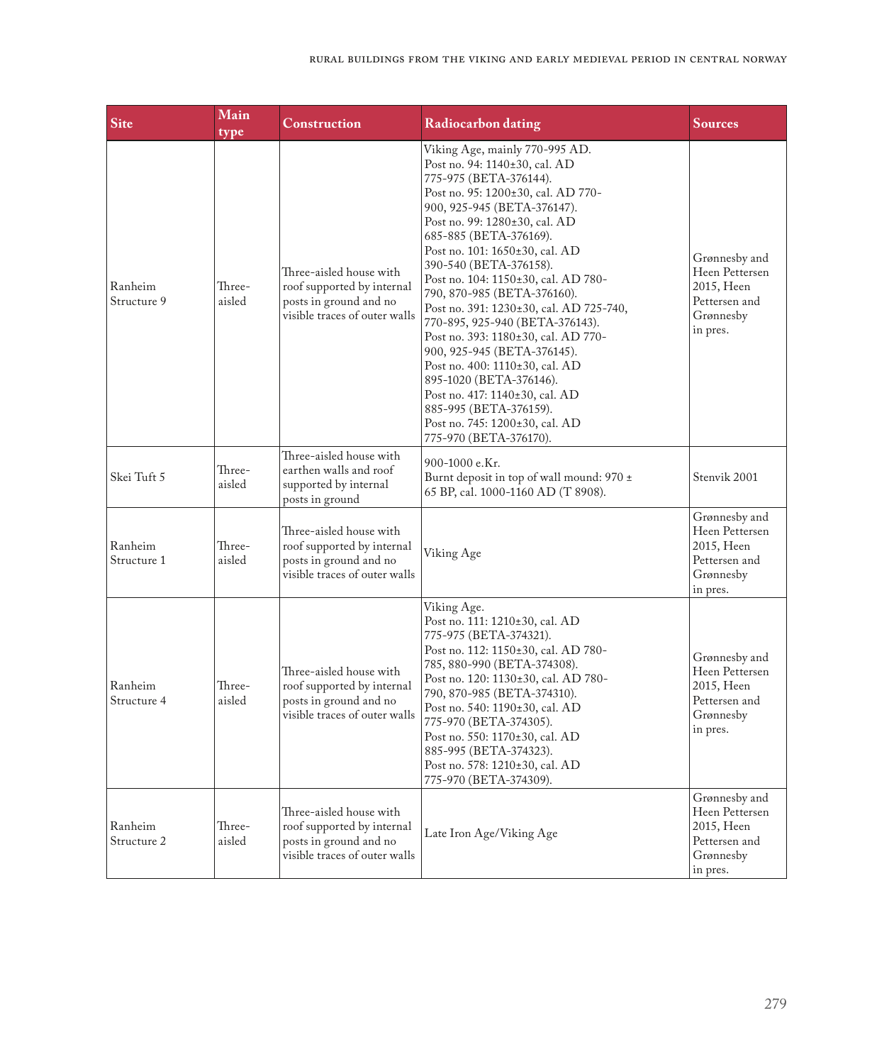| Site | Main type | Construction | Radiocarbon dating | Sources |
|---|---|---|---|---|
| Ranheim Structure 9 | Three-aisled | Three-aisled house with roof supported by internal posts in ground and no visible traces of outer walls | Viking Age, mainly 770-995 AD. Post no. 94: 1140±30, cal. AD 775-975 (BETA-376144). Post no. 95: 1200±30, cal. AD 770-900, 925-945 (BETA-376147). Post no. 99: 1280±30, cal. AD 685-885 (BETA-376169). Post no. 101: 1650±30, cal. AD 390-540 (BETA-376158). Post no. 104: 1150±30, cal. AD 780-790, 870-985 (BETA-376160). Post no. 391: 1230±30, cal. AD 725-740, 770-895, 925-940 (BETA-376143). Post no. 393: 1180±30, cal. AD 770-900, 925-945 (BETA-376145). Post no. 400: 1110±30, cal. AD 895-1020 (BETA-376146). Post no. 417: 1140±30, cal. AD 885-995 (BETA-376159). Post no. 745: 1200±30, cal. AD 775-970 (BETA-376170). | Grønnesby and Heen Pettersen 2015, Heen Pettersen and Grønnesby in pres. |
| Skei Tuft 5 | Three-aisled | Three-aisled house with earthen walls and roof supported by internal posts in ground | 900-1000 e.Kr. Burnt deposit in top of wall mound: 970 ± 65 BP, cal. 1000-1160 AD (T 8908). | Stenvik 2001 |
| Ranheim Structure 1 | Three-aisled | Three-aisled house with roof supported by internal posts in ground and no visible traces of outer walls | Viking Age | Grønnesby and Heen Pettersen 2015, Heen Pettersen and Grønnesby in pres. |
| Ranheim Structure 4 | Three-aisled | Three-aisled house with roof supported by internal posts in ground and no visible traces of outer walls | Viking Age. Post no. 111: 1210±30, cal. AD 775-975 (BETA-374321). Post no. 112: 1150±30, cal. AD 780-785, 880-990 (BETA-374308). Post no. 120: 1130±30, cal. AD 780-790, 870-985 (BETA-374310). Post no. 540: 1190±30, cal. AD 775-970 (BETA-374305). Post no. 550: 1170±30, cal. AD 885-995 (BETA-374323). Post no. 578: 1210±30, cal. AD 775-970 (BETA-374309). | Grønnesby and Heen Pettersen 2015, Heen Pettersen and Grønnesby in pres. |
| Ranheim Structure 2 | Three-aisled | Three-aisled house with roof supported by internal posts in ground and no visible traces of outer walls | Late Iron Age/Viking Age | Grønnesby and Heen Pettersen 2015, Heen Pettersen and Grønnesby in pres. |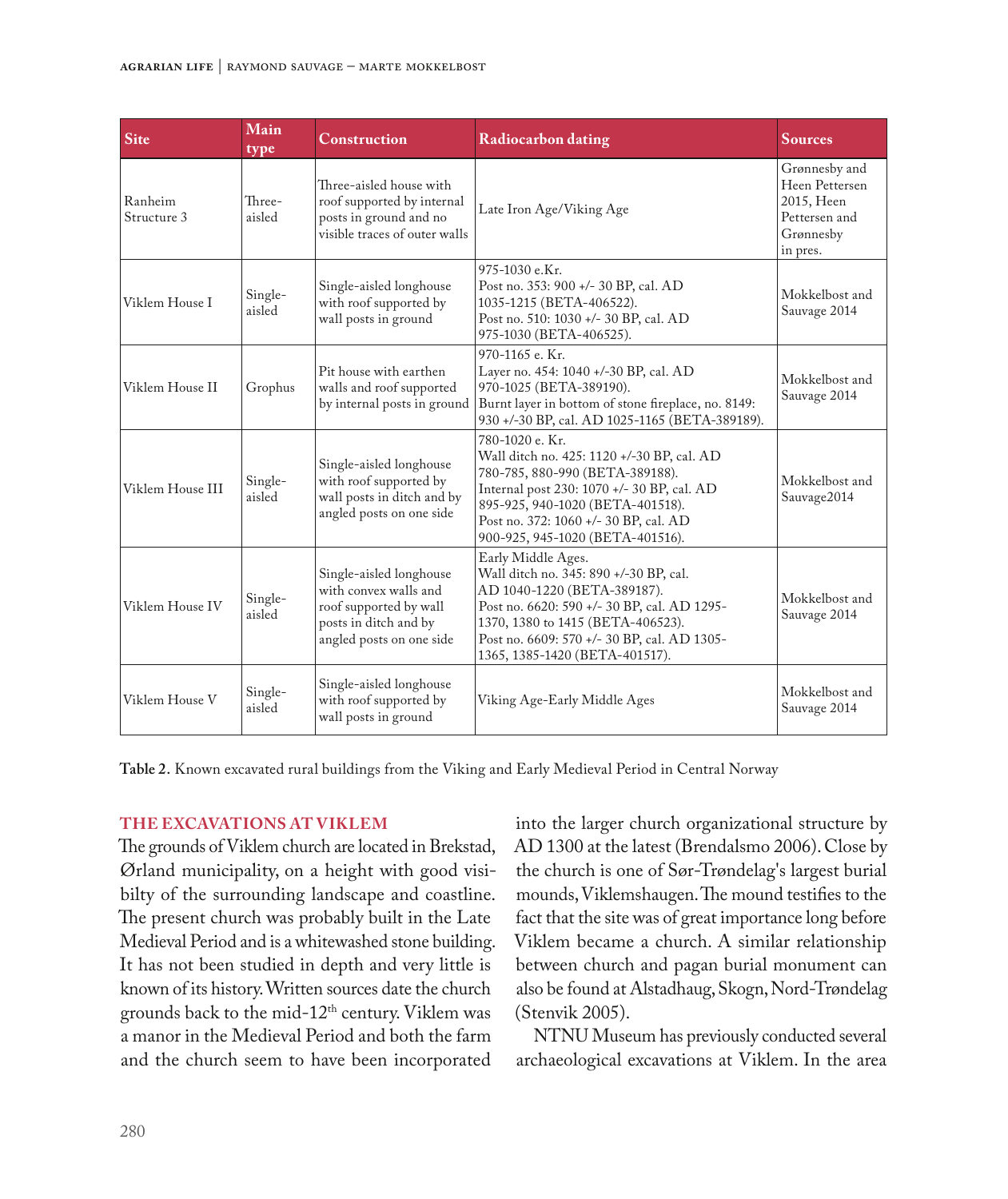| Site | Main type | Construction | Radiocarbon dating | Sources |
| --- | --- | --- | --- | --- |
| Ranheim Structure 3 | Three-aisled | Three-aisled house with roof supported by internal posts in ground and no visible traces of outer walls | Late Iron Age/Viking Age | Grønnesby and Heen Pettersen 2015, Heen Pettersen and Grønnesby in pres. |
| Viklem House I | Single-aisled | Single-aisled longhouse with roof supported by wall posts in ground | 975-1030 e.Kr. Post no. 353: 900 +/- 30 BP, cal. AD 1035-1215 (BETA-406522). Post no. 510: 1030 +/- 30 BP, cal. AD 975-1030 (BETA-406525). | Mokkelbost and Sauvage 2014 |
| Viklem House II | Grophus | Pit house with earthen walls and roof supported by internal posts in ground | 970-1165 e. Kr. Layer no. 454: 1040 +/-30 BP, cal. AD 970-1025 (BETA-389190). Burnt layer in bottom of stone fireplace, no. 8149: 930 +/-30 BP, cal. AD 1025-1165 (BETA-389189). | Mokkelbost and Sauvage 2014 |
| Viklem House III | Single-aisled | Single-aisled longhouse with roof supported by wall posts in ditch and by angled posts on one side | 780-1020 e. Kr. Wall ditch no. 425: 1120 +/-30 BP, cal. AD 780-785, 880-990 (BETA-389188). Internal post 230: 1070 +/- 30 BP, cal. AD 895-925, 940-1020 (BETA-401518). Post no. 372: 1060 +/- 30 BP, cal. AD 900-925, 945-1020 (BETA-401516). | Mokkelbost and Sauvage2014 |
| Viklem House IV | Single-aisled | Single-aisled longhouse with convex walls and roof supported by wall posts in ditch and by angled posts on one side | Early Middle Ages. Wall ditch no. 345: 890 +/-30 BP, cal. AD 1040-1220 (BETA-389187). Post no. 6620: 590 +/- 30 BP, cal. AD 1295-1370, 1380 to 1415 (BETA-406523). Post no. 6609: 570 +/- 30 BP, cal. AD 1305-1365, 1385-1420 (BETA-401517). | Mokkelbost and Sauvage 2014 |
| Viklem House V | Single-aisled | Single-aisled longhouse with roof supported by wall posts in ground | Viking Age-Early Middle Ages | Mokkelbost and Sauvage 2014 |

**Table 2.** Known excavated rural buildings from the Viking and Early Medieval Period in Central Norway

## THE EXCAVATIONS AT VIKLEM

The grounds of Viklem church are located in Brekstad, Ørland municipality, on a height with good visibilty of the surrounding landscape and coastline. The present church was probably built in the Late Medieval Period and is a whitewashed stone building. It has not been studied in depth and very little is known of its history. Written sources date the church grounds back to the mid-12th century. Viklem was a manor in the Medieval Period and both the farm and the church seem to have been incorporated into the larger church organizational structure by AD 1300 at the latest (Brendalsmo 2006). Close by the church is one of Sør-Trøndelag's largest burial mounds, Viklemshaugen. The mound testifies to the fact that the site was of great importance long before Viklem became a church. A similar relationship between church and pagan burial monument can also be found at Alstadhaug, Skogn, Nord-Trøndelag (Stenvik 2005).

NTNU Museum has previously conducted several archaeological excavations at Viklem. In the area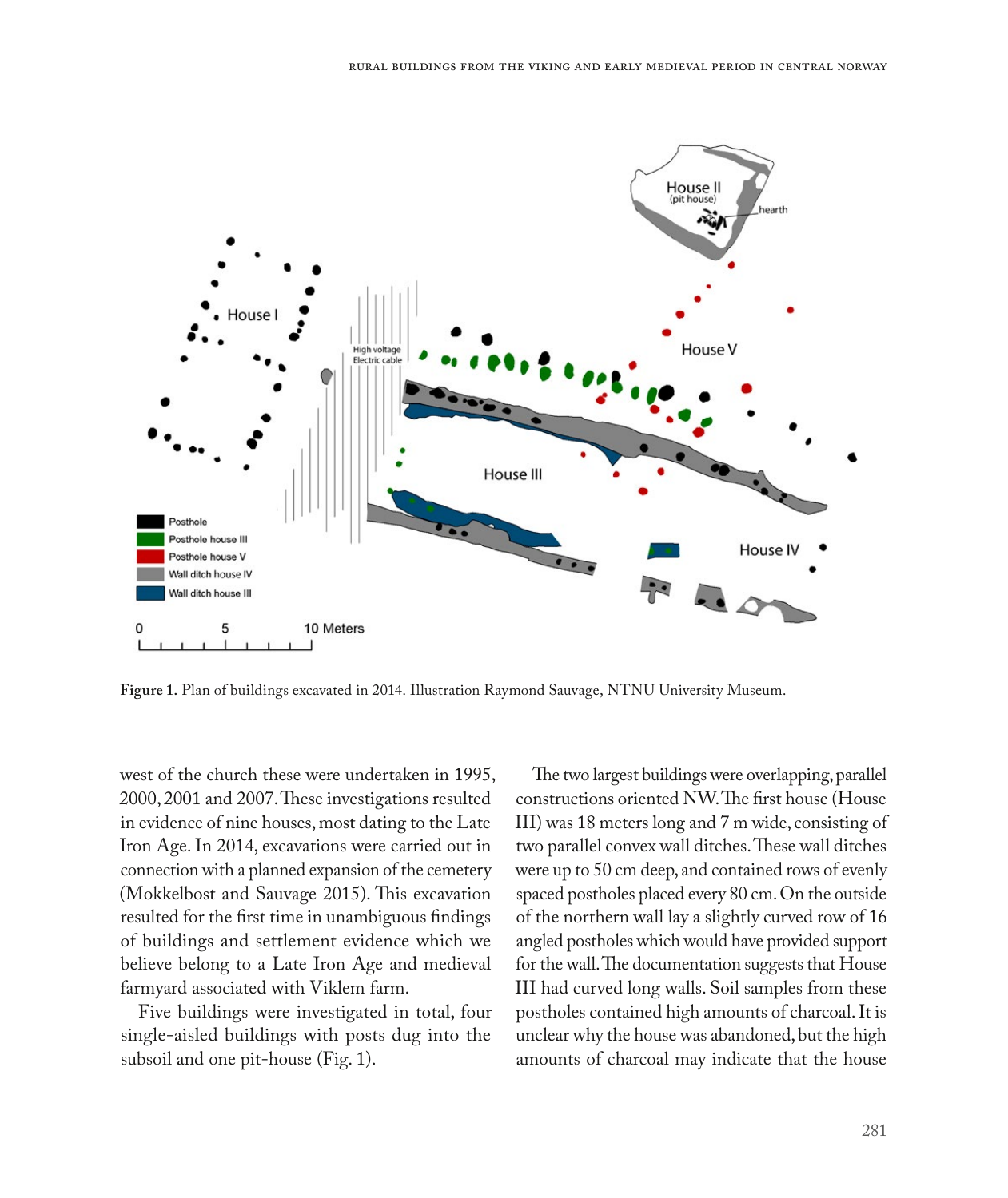**Figure 1.** Plan of buildings excavated in 2014. Illustration Raymond Sauvage, NTNU University Museum.

west of the church these were undertaken in 1995, 2000, 2001 and 2007. These investigations resulted in evidence of nine houses, most dating to the Late Iron Age. In 2014, excavations were carried out in connection with a planned expansion of the cemetery (Mokkelbost and Sauvage 2015). This excavation resulted for the first time in unambiguous findings of buildings and settlement evidence which we believe belong to a Late Iron Age and medieval farmyard associated with Viklem farm.

Five buildings were investigated in total, four single-aisled buildings with posts dug into the subsoil and one pit-house (Fig. 1).

The two largest buildings were overlapping, parallel constructions oriented NW. The first house (House III) was 18 meters long and 7 m wide, consisting of two parallel convex wall ditches. These wall ditches were up to 50 cm deep, and contained rows of evenly spaced postholes placed every 80 cm. On the outside of the northern wall lay a slightly curved row of 16 angled postholes which would have provided support for the wall. The documentation suggests that House III had curved long walls. Soil samples from these postholes contained high amounts of charcoal. It is unclear why the house was abandoned, but the high amounts of charcoal may indicate that the house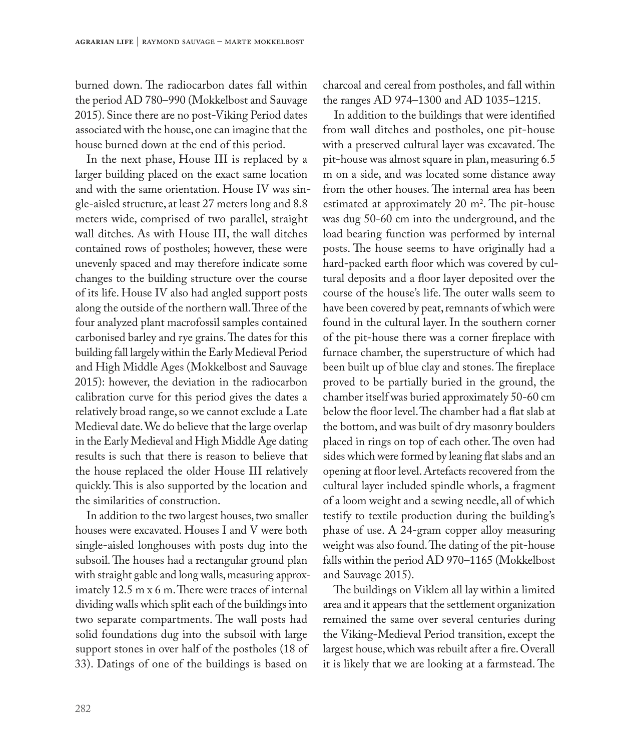burned down. The radiocarbon dates fall within the period AD 780–990 (Mokkelbost and Sauvage 2015). Since there are no post-Viking Period dates associated with the house, one can imagine that the house burned down at the end of this period.

In the next phase, House III is replaced by a larger building placed on the exact same location and with the same orientation. House IV was single-aisled structure, at least 27 meters long and 8.8 meters wide, comprised of two parallel, straight wall ditches. As with House III, the wall ditches contained rows of postholes; however, these were unevenly spaced and may therefore indicate some changes to the building structure over the course of its life. House IV also had angled support posts along the outside of the northern wall. Three of the four analyzed plant macrofossil samples contained carbonised barley and rye grains. The dates for this building fall largely within the Early Medieval Period and High Middle Ages (Mokkelbost and Sauvage 2015): however, the deviation in the radiocarbon calibration curve for this period gives the dates a relatively broad range, so we cannot exclude a Late Medieval date. We do believe that the large overlap in the Early Medieval and High Middle Age dating results is such that there is reason to believe that the house replaced the older House III relatively quickly. This is also supported by the location and the similarities of construction.

In addition to the two largest houses, two smaller houses were excavated. Houses I and V were both single-aisled longhouses with posts dug into the subsoil. The houses had a rectangular ground plan with straight gable and long walls, measuring approximately 12.5 m x 6 m. There were traces of internal dividing walls which split each of the buildings into two separate compartments. The wall posts had solid foundations dug into the subsoil with large support stones in over half of the postholes (18 of 33). Datings of one of the buildings is based on charcoal and cereal from postholes, and fall within the ranges AD 974–1300 and AD 1035–1215.

In addition to the buildings that were identified from wall ditches and postholes, one pit-house with a preserved cultural layer was excavated. The pit-house was almost square in plan, measuring 6.5 m on a side, and was located some distance away from the other houses. The internal area has been estimated at approximately 20 m$^2$. The pit-house was dug 50-60 cm into the underground, and the load bearing function was performed by internal posts. The house seems to have originally had a hard-packed earth floor which was covered by cultural deposits and a floor layer deposited over the course of the house's life. The outer walls seem to have been covered by peat, remnants of which were found in the cultural layer. In the southern corner of the pit-house there was a corner fireplace with furnace chamber, the superstructure of which had been built up of blue clay and stones. The fireplace proved to be partially buried in the ground, the chamber itself was buried approximately 50-60 cm below the floor level. The chamber had a flat slab at the bottom, and was built of dry masonry boulders placed in rings on top of each other. The oven had sides which were formed by leaning flat slabs and an opening at floor level. Artefacts recovered from the cultural layer included spindle whorls, a fragment of a loom weight and a sewing needle, all of which testify to textile production during the building's phase of use. A 24-gram copper alloy measuring weight was also found. The dating of the pit-house falls within the period AD 970–1165 (Mokkelbost and Sauvage 2015).

The buildings on Viklem all lay within a limited area and it appears that the settlement organization remained the same over several centuries during the Viking-Medieval Period transition, except the largest house, which was rebuilt after a fire. Overall it is likely that we are looking at a farmstead. The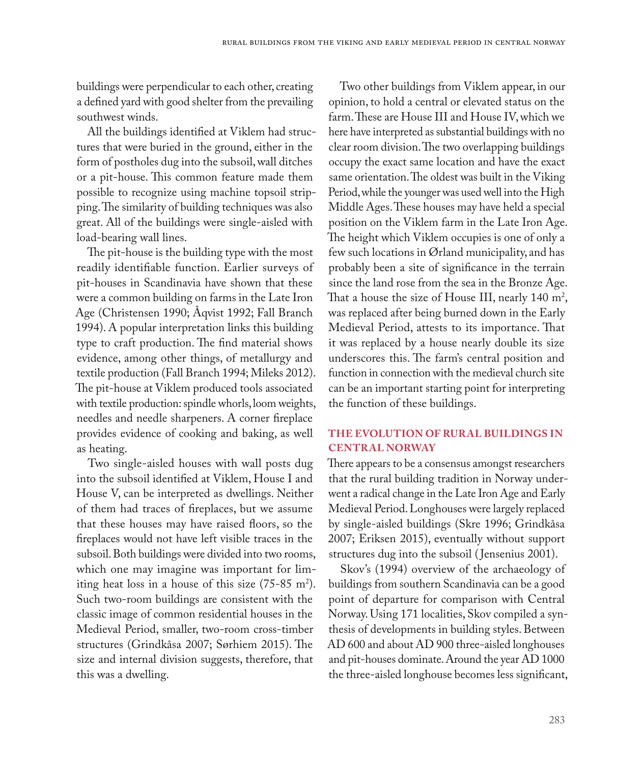buildings were perpendicular to each other, creating a defined yard with good shelter from the prevailing southwest winds.

All the buildings identified at Viklem had structures that were buried in the ground, either in the form of postholes dug into the subsoil, wall ditches or a pit-house. This common feature made them possible to recognize using machine topsoil stripping. The similarity of building techniques was also great. All of the buildings were single-aisled with load-bearing wall lines.

The pit-house is the building type with the most readily identifiable function. Earlier surveys of pit-houses in Scandinavia have shown that these were a common building on farms in the Late Iron Age (Christensen 1990; Åqvist 1992; Fall Branch 1994). A popular interpretation links this building type to craft production. The find material shows evidence, among other things, of metallurgy and textile production (Fall Branch 1994; Mileks 2012). The pit-house at Viklem produced tools associated with textile production: spindle whorls, loom weights, needles and needle sharpeners. A corner fireplace provides evidence of cooking and baking, as well as heating.

Two single-aisled houses with wall posts dug into the subsoil identified at Viklem, House I and House V, can be interpreted as dwellings. Neither of them had traces of fireplaces, but we assume that these houses may have raised floors, so the fireplaces would not have left visible traces in the subsoil. Both buildings were divided into two rooms, which one may imagine was important for limiting heat loss in a house of this size (75-85 m$^2$). Such two-room buildings are consistent with the classic image of common residential houses in the Medieval Period, smaller, two-room cross-timber structures (Grindkåsa 2007; Sørhiem 2015). The size and internal division suggests, therefore, that this was a dwelling.

Two other buildings from Viklem appear, in our opinion, to hold a central or elevated status on the farm. These are House III and House IV, which we here have interpreted as substantial buildings with no clear room division. The two overlapping buildings occupy the exact same location and have the exact same orientation. The oldest was built in the Viking Period, while the younger was used well into the High Middle Ages. These houses may have held a special position on the Viklem farm in the Late Iron Age. The height which Viklem occupies is one of only a few such locations in Ørland municipality, and has probably been a site of significance in the terrain since the land rose from the sea in the Bronze Age. That a house the size of House III, nearly 140 m$^2$, was replaced after being burned down in the Early Medieval Period, attests to its importance. That it was replaced by a house nearly double its size underscores this. The farm's central position and function in connection with the medieval church site can be an important starting point for interpreting the function of these buildings.

## THE EVOLUTION OF RURAL BUILDINGS IN CENTRAL NORWAY

There appears to be a consensus amongst researchers that the rural building tradition in Norway underwent a radical change in the Late Iron Age and Early Medieval Period. Longhouses were largely replaced by single-aisled buildings (Skre 1996; Grindkåsa 2007; Eriksen 2015), eventually without support structures dug into the subsoil (Jensenius 2001).

Skov's (1994) overview of the archaeology of buildings from southern Scandinavia can be a good point of departure for comparison with Central Norway. Using 171 localities, Skov compiled a synthesis of developments in building styles. Between AD 600 and about AD 900 three-aisled longhouses and pit-houses dominate. Around the year AD 1000 the three-aisled longhouse becomes less significant,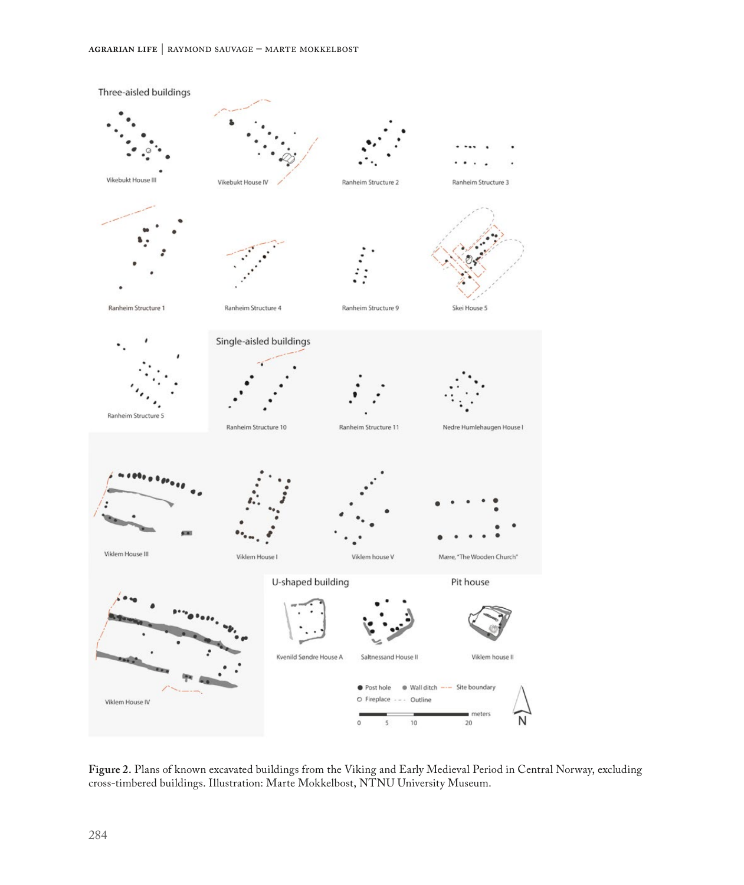**Figure 2.** Plans of known excavated buildings from the Viking and Early Medieval Period in Central Norway, excluding cross-timbered buildings. Illustration: Marte Mokkelbost, NTNU University Museum.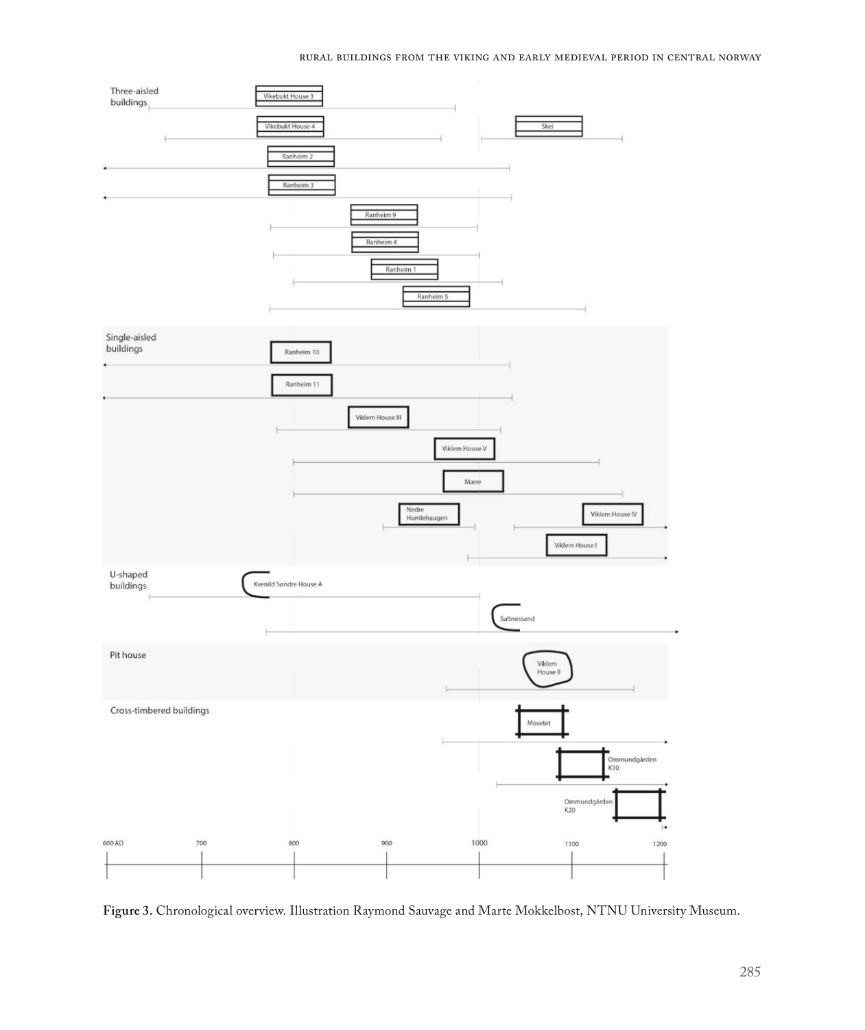Three-aisled buildings

Vikebukt House 3

Vikebukt House 4

Skei

Ranheim 2

Ranheim 3

Ranheim 9

Ranheim 4

Ranheim 1

Ranheim 5

Single-aisled buildings

Ranheim 10

Ranheim 11

Viklem House III

Viklem House V

Mære

Nedre Humlehaugen

Viklem House IV

Viklem House I

U-shaped buildings

Kvenild Søndre House A

Saltnessand

Pit house

Viklem House II

Cross-timbered buildings

Mosetet

Ommundgården K10

Ommundgården K20

600 AD 700 800 900 1000 1100 1200

**Figure 3.** Chronological overview. Illustration Raymond Sauvage and Marte Mokkelbost, NTNU University Museum.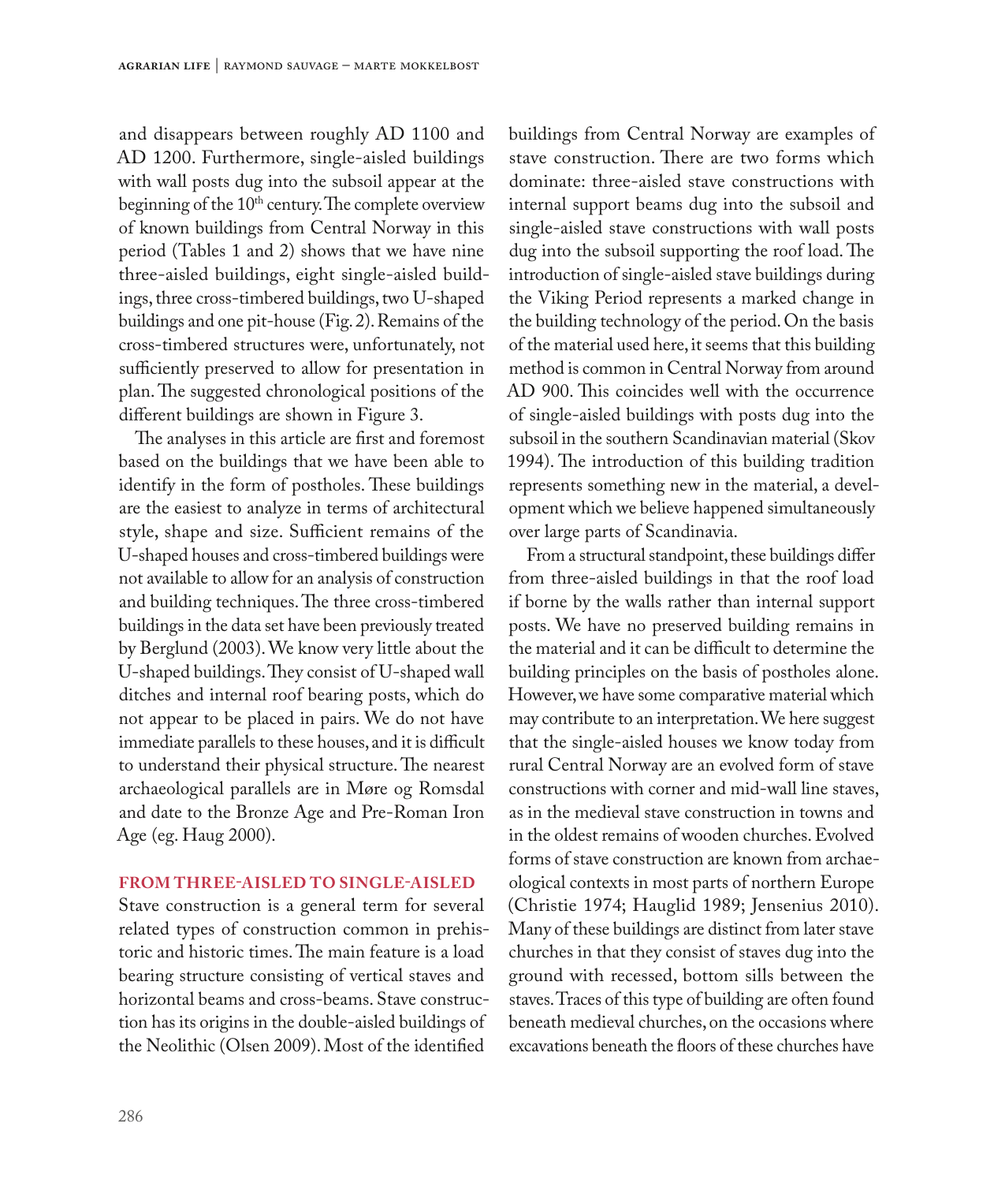and disappears between roughly AD 1100 and AD 1200. Furthermore, single-aisled buildings with wall posts dug into the subsoil appear at the beginning of the 10th century. The complete overview of known buildings from Central Norway in this period (Tables 1 and 2) shows that we have nine three-aisled buildings, eight single-aisled buildings, three cross-timbered buildings, two U-shaped buildings and one pit-house (Fig. 2). Remains of the cross-timbered structures were, unfortunately, not sufficiently preserved to allow for presentation in plan. The suggested chronological positions of the different buildings are shown in Figure 3.

The analyses in this article are first and foremost based on the buildings that we have been able to identify in the form of postholes. These buildings are the easiest to analyze in terms of architectural style, shape and size. Sufficient remains of the U-shaped houses and cross-timbered buildings were not available to allow for an analysis of construction and building techniques. The three cross-timbered buildings in the data set have been previously treated by Berglund (2003). We know very little about the U-shaped buildings. They consist of U-shaped wall ditches and internal roof bearing posts, which do not appear to be placed in pairs. We do not have immediate parallels to these houses, and it is difficult to understand their physical structure. The nearest archaeological parallels are in Møre og Romsdal and date to the Bronze Age and Pre-Roman Iron Age (eg. Haug 2000).

## FROM THREE-AISLED TO SINGLE-AISLED

Stave construction is a general term for several related types of construction common in prehistoric and historic times. The main feature is a load bearing structure consisting of vertical staves and horizontal beams and cross-beams. Stave construction has its origins in the double-aisled buildings of the Neolithic (Olsen 2009). Most of the identified buildings from Central Norway are examples of stave construction. There are two forms which dominate: three-aisled stave constructions with internal support beams dug into the subsoil and single-aisled stave constructions with wall posts dug into the subsoil supporting the roof load. The introduction of single-aisled stave buildings during the Viking Period represents a marked change in the building technology of the period. On the basis of the material used here, it seems that this building method is common in Central Norway from around AD 900. This coincides well with the occurrence of single-aisled buildings with posts dug into the subsoil in the southern Scandinavian material (Skov 1994). The introduction of this building tradition represents something new in the material, a development which we believe happened simultaneously over large parts of Scandinavia.

From a structural standpoint, these buildings differ from three-aisled buildings in that the roof load if borne by the walls rather than internal support posts. We have no preserved building remains in the material and it can be difficult to determine the building principles on the basis of postholes alone. However, we have some comparative material which may contribute to an interpretation. We here suggest that the single-aisled houses we know today from rural Central Norway are an evolved form of stave constructions with corner and mid-wall line staves, as in the medieval stave construction in towns and in the oldest remains of wooden churches. Evolved forms of stave construction are known from archaeological contexts in most parts of northern Europe (Christie 1974; Hauglid 1989; Jensenius 2010). Many of these buildings are distinct from later stave churches in that they consist of staves dug into the ground with recessed, bottom sills between the staves. Traces of this type of building are often found beneath medieval churches, on the occasions where excavations beneath the floors of these churches have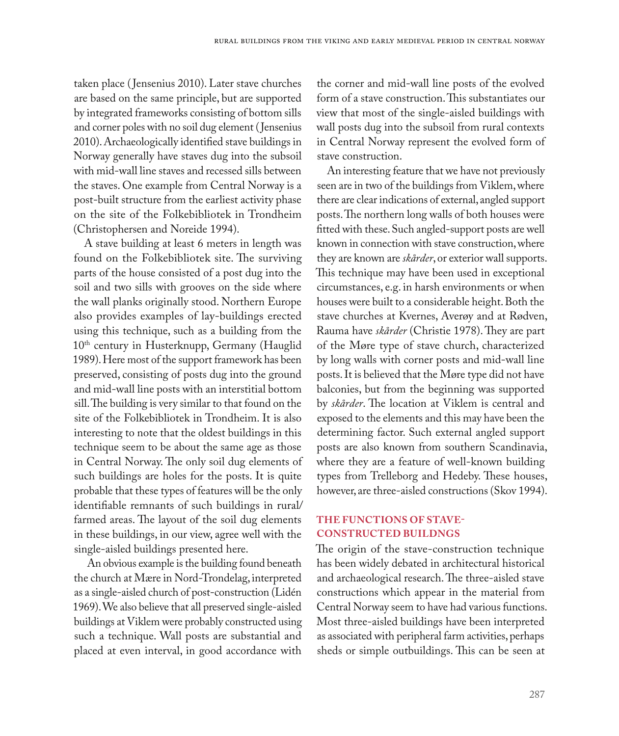taken place (Jensenius 2010). Later stave churches are based on the same principle, but are supported by integrated frameworks consisting of bottom sills and corner poles with no soil dug element (Jensenius 2010). Archaeologically identified stave buildings in Norway generally have staves dug into the subsoil with mid-wall line staves and recessed sills between the staves. One example from Central Norway is a post-built structure from the earliest activity phase on the site of the Folkebibliotek in Trondheim (Christophersen and Noreide 1994).

A stave building at least 6 meters in length was found on the Folkebibliotek site. The surviving parts of the house consisted of a post dug into the soil and two sills with grooves on the side where the wall planks originally stood. Northern Europe also provides examples of lay-buildings erected using this technique, such as a building from the 10th century in Husterknupp, Germany (Hauglid 1989). Here most of the support framework has been preserved, consisting of posts dug into the ground and mid-wall line posts with an interstitial bottom sill. The building is very similar to that found on the site of the Folkebibliotek in Trondheim. It is also interesting to note that the oldest buildings in this technique seem to be about the same age as those in Central Norway. The only soil dug elements of such buildings are holes for the posts. It is quite probable that these types of features will be the only identifiable remnants of such buildings in rural/farmed areas. The layout of the soil dug elements in these buildings, in our view, agree well with the single-aisled buildings presented here.

An obvious example is the building found beneath the church at Mære in Nord-Trondelag, interpreted as a single-aisled church of post-construction (Lidén 1969). We also believe that all preserved single-aisled buildings at Viklem were probably constructed using such a technique. Wall posts are substantial and placed at even interval, in good accordance with the corner and mid-wall line posts of the evolved form of a stave construction. This substantiates our view that most of the single-aisled buildings with wall posts dug into the subsoil from rural contexts in Central Norway represent the evolved form of stave construction.

An interesting feature that we have not previously seen are in two of the buildings from Viklem, where there are clear indications of external, angled support posts. The northern long walls of both houses were fitted with these. Such angled-support posts are well known in connection with stave construction, where they are known are *skårder*, or exterior wall supports. This technique may have been used in exceptional circumstances, e.g. in harsh environments or when houses were built to a considerable height. Both the stave churches at Kvernes, Averøy and at Rødven, Rauma have *skårder* (Christie 1978). They are part of the Møre type of stave church, characterized by long walls with corner posts and mid-wall line posts. It is believed that the Møre type did not have balconies, but from the beginning was supported by *skårder*. The location at Viklem is central and exposed to the elements and this may have been the determining factor. Such external angled support posts are also known from southern Scandinavia, where they are a feature of well-known building types from Trelleborg and Hedeby. These houses, however, are three-aisled constructions (Skov 1994).

## THE FUNCTIONS OF STAVE-CONSTRUCTED BUILDNGS

The origin of the stave-construction technique has been widely debated in architectural historical and archaeological research. The three-aisled stave constructions which appear in the material from Central Norway seem to have had various functions. Most three-aisled buildings have been interpreted as associated with peripheral farm activities, perhaps sheds or simple outbuildings. This can be seen at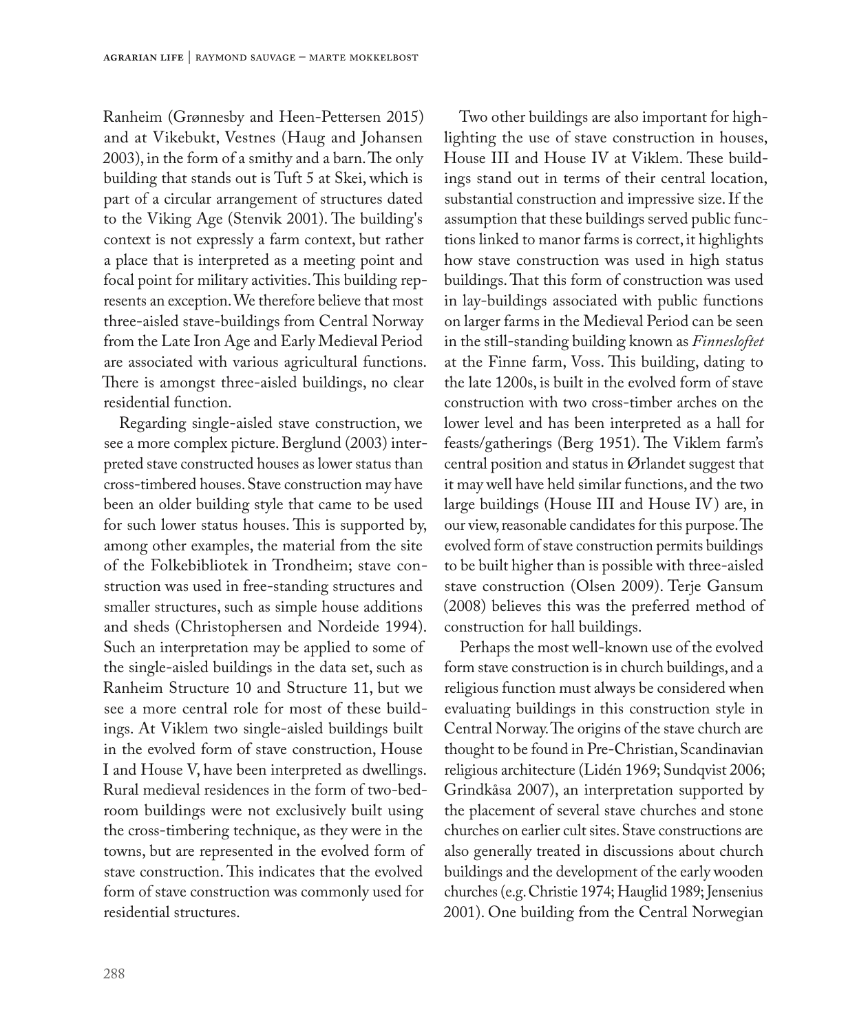Ranheim (Grønnesby and Heen-Pettersen 2015) and at Vikebukt, Vestnes (Haug and Johansen 2003), in the form of a smithy and a barn. The only building that stands out is Tuft 5 at Skei, which is part of a circular arrangement of structures dated to the Viking Age (Stenvik 2001). The building's context is not expressly a farm context, but rather a place that is interpreted as a meeting point and focal point for military activities. This building represents an exception. We therefore believe that most three-aisled stave-buildings from Central Norway from the Late Iron Age and Early Medieval Period are associated with various agricultural functions. There is amongst three-aisled buildings, no clear residential function.

Regarding single-aisled stave construction, we see a more complex picture. Berglund (2003) interpreted stave constructed houses as lower status than cross-timbered houses. Stave construction may have been an older building style that came to be used for such lower status houses. This is supported by, among other examples, the material from the site of the Folkebibliotek in Trondheim; stave construction was used in free-standing structures and smaller structures, such as simple house additions and sheds (Christophersen and Nordeide 1994). Such an interpretation may be applied to some of the single-aisled buildings in the data set, such as Ranheim Structure 10 and Structure 11, but we see a more central role for most of these buildings. At Viklem two single-aisled buildings built in the evolved form of stave construction, House I and House V, have been interpreted as dwellings. Rural medieval residences in the form of two-bedroom buildings were not exclusively built using the cross-timbering technique, as they were in the towns, but are represented in the evolved form of stave construction. This indicates that the evolved form of stave construction was commonly used for residential structures.

Two other buildings are also important for highlighting the use of stave construction in houses, House III and House IV at Viklem. These buildings stand out in terms of their central location, substantial construction and impressive size. If the assumption that these buildings served public functions linked to manor farms is correct, it highlights how stave construction was used in high status buildings. That this form of construction was used in lay-buildings associated with public functions on larger farms in the Medieval Period can be seen in the still-standing building known as *Finnesloftet* at the Finne farm, Voss. This building, dating to the late 1200s, is built in the evolved form of stave construction with two cross-timber arches on the lower level and has been interpreted as a hall for feasts/gatherings (Berg 1951). The Viklem farm's central position and status in Ørlandet suggest that it may well have held similar functions, and the two large buildings (House III and House IV) are, in our view, reasonable candidates for this purpose. The evolved form of stave construction permits buildings to be built higher than is possible with three-aisled stave construction (Olsen 2009). Terje Gansum (2008) believes this was the preferred method of construction for hall buildings.

Perhaps the most well-known use of the evolved form stave construction is in church buildings, and a religious function must always be considered when evaluating buildings in this construction style in Central Norway. The origins of the stave church are thought to be found in Pre-Christian, Scandinavian religious architecture (Lidén 1969; Sundqvist 2006; Grindkåsa 2007), an interpretation supported by the placement of several stave churches and stone churches on earlier cult sites. Stave constructions are also generally treated in discussions about church buildings and the development of the early wooden churches (e.g. Christie 1974; Hauglid 1989; Jensenius 2001). One building from the Central Norwegian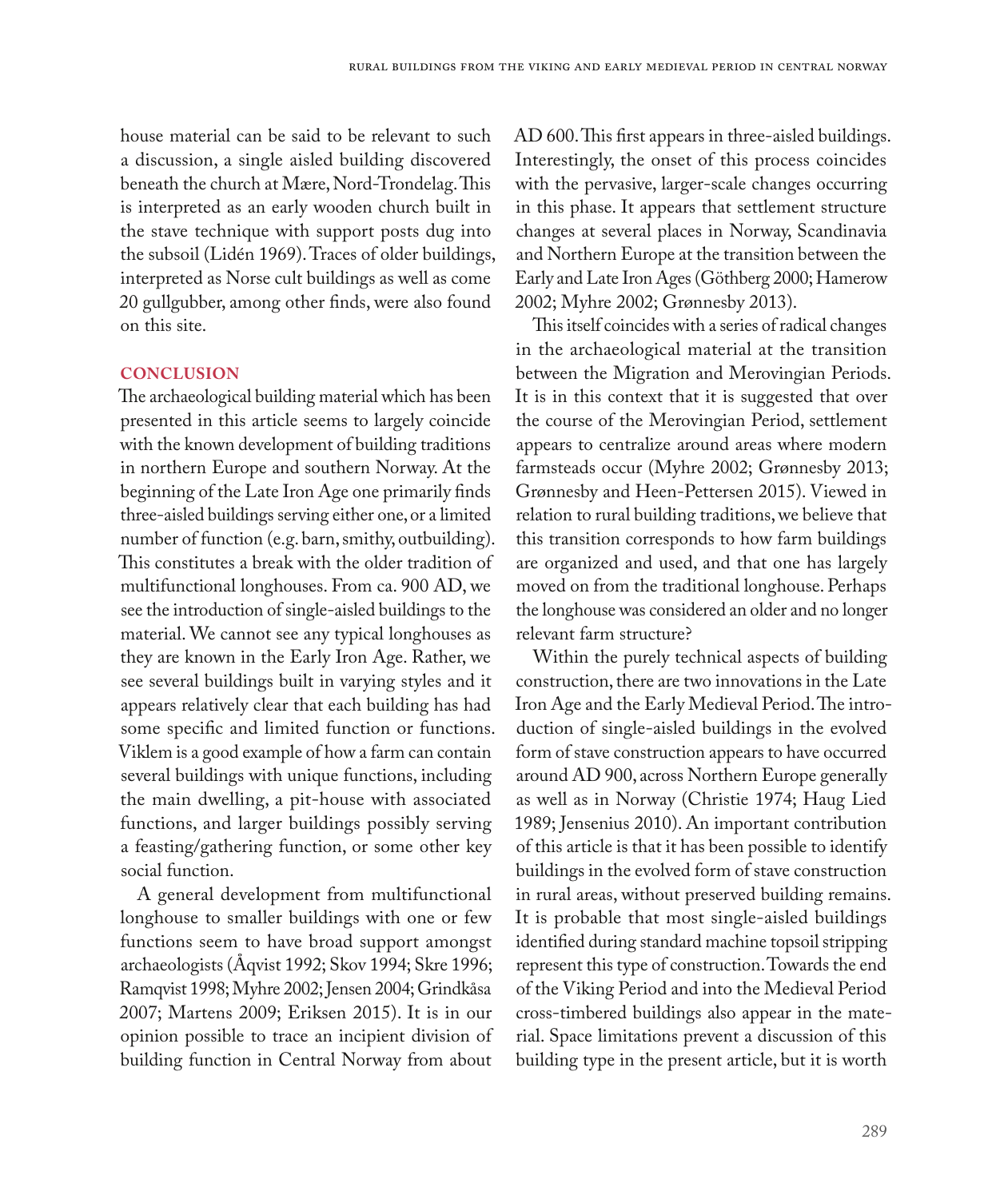house material can be said to be relevant to such a discussion, a single aisled building discovered beneath the church at Mære, Nord-Trondelag. This is interpreted as an early wooden church built in the stave technique with support posts dug into the subsoil (Lidén 1969). Traces of older buildings, interpreted as Norse cult buildings as well as come 20 gullgubber, among other finds, were also found on this site.

## CONCLUSION

The archaeological building material which has been presented in this article seems to largely coincide with the known development of building traditions in northern Europe and southern Norway. At the beginning of the Late Iron Age one primarily finds three-aisled buildings serving either one, or a limited number of function (e.g. barn, smithy, outbuilding). This constitutes a break with the older tradition of multifunctional longhouses. From ca. 900 AD, we see the introduction of single-aisled buildings to the material. We cannot see any typical longhouses as they are known in the Early Iron Age. Rather, we see several buildings built in varying styles and it appears relatively clear that each building has had some specific and limited function or functions. Viklem is a good example of how a farm can contain several buildings with unique functions, including the main dwelling, a pit-house with associated functions, and larger buildings possibly serving a feasting/gathering function, or some other key social function.

A general development from multifunctional longhouse to smaller buildings with one or few functions seem to have broad support amongst archaeologists (Åqvist 1992; Skov 1994; Skre 1996; Ramqvist 1998; Myhre 2002; Jensen 2004; Grindkåsa 2007; Martens 2009; Eriksen 2015). It is in our opinion possible to trace an incipient division of building function in Central Norway from about AD 600. This first appears in three-aisled buildings. Interestingly, the onset of this process coincides with the pervasive, larger-scale changes occurring in this phase. It appears that settlement structure changes at several places in Norway, Scandinavia and Northern Europe at the transition between the Early and Late Iron Ages (Göthberg 2000; Hamerow 2002; Myhre 2002; Grønnesby 2013).

This itself coincides with a series of radical changes in the archaeological material at the transition between the Migration and Merovingian Periods. It is in this context that it is suggested that over the course of the Merovingian Period, settlement appears to centralize around areas where modern farmsteads occur (Myhre 2002; Grønnesby 2013; Grønnesby and Heen-Pettersen 2015). Viewed in relation to rural building traditions, we believe that this transition corresponds to how farm buildings are organized and used, and that one has largely moved on from the traditional longhouse. Perhaps the longhouse was considered an older and no longer relevant farm structure?

Within the purely technical aspects of building construction, there are two innovations in the Late Iron Age and the Early Medieval Period. The introduction of single-aisled buildings in the evolved form of stave construction appears to have occurred around AD 900, across Northern Europe generally as well as in Norway (Christie 1974; Haug Lied 1989; Jensenius 2010). An important contribution of this article is that it has been possible to identify buildings in the evolved form of stave construction in rural areas, without preserved building remains. It is probable that most single-aisled buildings identified during standard machine topsoil stripping represent this type of construction. Towards the end of the Viking Period and into the Medieval Period cross-timbered buildings also appear in the material. Space limitations prevent a discussion of this building type in the present article, but it is worth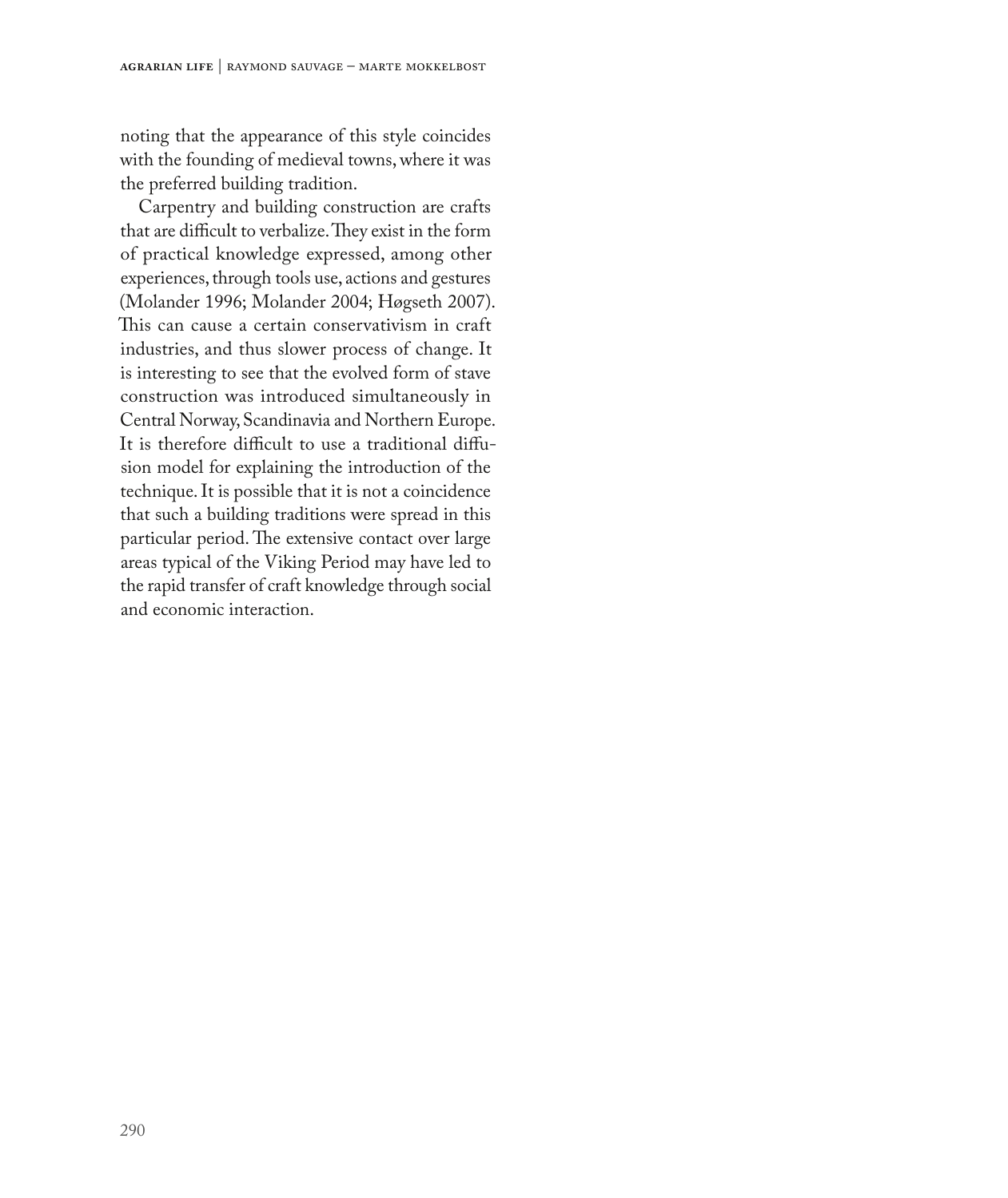noting that the appearance of this style coincides with the founding of medieval towns, where it was the preferred building tradition.

Carpentry and building construction are crafts that are difficult to verbalize. They exist in the form of practical knowledge expressed, among other experiences, through tools use, actions and gestures (Molander 1996; Molander 2004; Høgseth 2007). This can cause a certain conservativism in craft industries, and thus slower process of change. It is interesting to see that the evolved form of stave construction was introduced simultaneously in Central Norway, Scandinavia and Northern Europe. It is therefore difficult to use a traditional diffusion model for explaining the introduction of the technique. It is possible that it is not a coincidence that such a building traditions were spread in this particular period. The extensive contact over large areas typical of the Viking Period may have led to the rapid transfer of craft knowledge through social and economic interaction.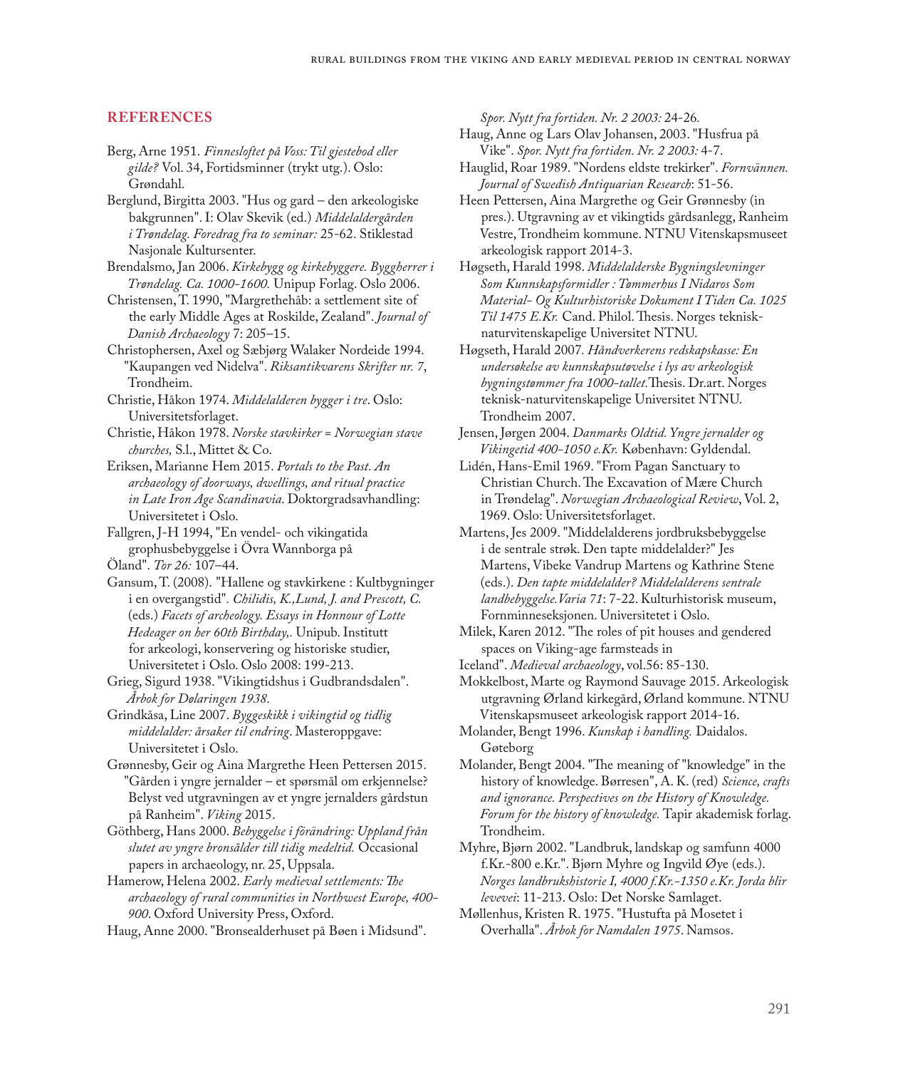## REFERENCES

Berg, Arne 1951. *Finnesloftet på Voss: Til gjestebod eller gilde?* Vol. 34, Fortidsminner (trykt utg.). Oslo: Grøndahl.

Berglund, Birgitta 2003. "Hus og gard – den arkeologiske bakgrunnen". I: Olav Skevik (ed.) *Middelaldergården i Trøndelag. Foredrag fra to seminar:* 25-62. Stiklestad Nasjonale Kultursenter.

Brendalsmo, Jan 2006. *Kirkebygg og kirkebyggere. Byggherrer i Trøndelag. Ca. 1000-1600.* Unipup Forlag. Oslo 2006.

Christensen, T. 1990, "Margrethehåb: a settlement site of the early Middle Ages at Roskilde, Zealand". *Journal of Danish Archaeology* 7: 205–15.

Christophersen, Axel og Sæbjørg Walaker Nordeide 1994. "Kaupangen ved Nidelva". *Riksantikvarens Skrifter nr. 7*, Trondheim.

Christie, Håkon 1974. *Middelalderen bygger i tre*. Oslo: Universitetsforlaget.

Christie, Håkon 1978. *Norske stavkirker = Norwegian stave churches,* S.l., Mittet & Co.

Eriksen, Marianne Hem 2015. *Portals to the Past. An archaeology of doorways, dwellings, and ritual practice in Late Iron Age Scandinavia*. Doktorgradsavhandling: Universitetet i Oslo.

Fallgren, J-H 1994, "En vendel- och vikingatida grophusbebyggelse i Övra Wannborga på Öland". *Tor 26:* 107–44.

Gansum, T. (2008). "Hallene og stavkirkene : Kultbygninger i en overgangstid". *Chilidis, K.,Lund, J. and Prescott, C.* (eds.) *Facets of archeology. Essays in Honnour of Lotte Hedeager on her 60th Birthday,.* Unipub. Institutt for arkeologi, konservering og historiske studier, Universitetet i Oslo. Oslo 2008: 199-213.

Grieg, Sigurd 1938. "Vikingtidshus i Gudbrandsdalen". *Årbok for Dølaringen 1938.*

Grindkåsa, Line 2007. *Byggeskikk i vikingtid og tidlig middelalder: årsaker til endring*. Masteroppgave: Universitetet i Oslo.

Grønnesby, Geir og Aina Margrethe Heen Pettersen 2015. "Gården i yngre jernalder – et spørsmål om erkjennelse? Belyst ved utgravningen av et yngre jernalders gårdstun på Ranheim". *Viking* 2015.

Göthberg, Hans 2000. *Bebyggelse i förändring: Uppland från slutet av yngre bronsålder till tidig medeltid.* Occasional papers in archaeology, nr. 25, Uppsala.

Hamerow, Helena 2002. *Early medieval settlements: The archaeology of rural communities in Northwest Europe, 400-900*. Oxford University Press, Oxford.

Haug, Anne 2000. "Bronsealderhuset på Bøen i Midsund". *Spor. Nytt fra fortiden. Nr. 2 2003:* 24-26.

Haug, Anne og Lars Olav Johansen, 2003. "Husfrua på Vike". *Spor. Nytt fra fortiden. Nr. 2 2003:* 4-7.

Hauglid, Roar 1989. "Nordens eldste trekirker". *Fornvännen. Journal of Swedish Antiquarian Research*: 51-56.

Heen Pettersen, Aina Margrethe og Geir Grønnesby (in pres.). Utgravning av et vikingtids gårdsanlegg, Ranheim Vestre, Trondheim kommune. NTNU Vitenskapsmuseet arkeologisk rapport 2014-3.

Høgseth, Harald 1998. *Middelalderske Bygningslevninger Som Kunnskapsformidler : Tømmerhus I Nidaros Som Material- Og Kulturhistoriske Dokument I Tiden Ca. 1025 Til 1475 E.Kr.* Cand. Philol. Thesis. Norges teknisk-naturvitenskapelige Universitet NTNU.

Høgseth, Harald 2007. *Håndverkerens redskapskasse: En undersøkelse av kunnskapsutøvelse i lys av arkeologisk bygningstømmer fra 1000-tallet.* Thesis. Dr.art. Norges teknisk-naturvitenskapelige Universitet NTNU. Trondheim 2007.

Jensen, Jørgen 2004. *Danmarks Oldtid. Yngre jernalder og Vikingetid 400-1050 e.Kr.* København: Gyldendal.

Lidén, Hans-Emil 1969. "From Pagan Sanctuary to Christian Church. The Excavation of Mære Church in Trøndelag". *Norwegian Archaeological Review*, Vol. 2, 1969. Oslo: Universitetsforlaget.

Martens, Jes 2009. "Middelalderens jordbruksbebyggelse i de sentrale strøk. Den tapte middelalder?" Jes Martens, Vibeke Vandrup Martens og Kathrine Stene (eds.). *Den tapte middelalder? Middelalderens sentrale landbebyggelse.Varia 71*: 7-22. Kulturhistorisk museum, Fornminneseksjonen. Universitetet i Oslo.

Milek, Karen 2012. "The roles of pit houses and gendered spaces on Viking-age farmsteads in Iceland". *Medieval archaeology*, vol.56: 85-130.

Mokkelbost, Marte og Raymond Sauvage 2015. Arkeologisk utgravning Ørland kirkegård, Ørland kommune. NTNU Vitenskapsmuseet arkeologisk rapport 2014-16.

Molander, Bengt 1996. *Kunskap i handling.* Daidalos. Gøteborg

Molander, Bengt 2004. "The meaning of "knowledge" in the history of knowledge. Børresen", A. K. (red) *Science, crafts and ignorance. Perspectives on the History of Knowledge. Forum for the history of knowledge.* Tapir akademisk forlag. Trondheim.

Myhre, Bjørn 2002. "Landbruk, landskap og samfunn 4000 f.Kr.-800 e.Kr.". Bjørn Myhre og Ingvild Øye (eds.). *Norges landbrukshistorie I, 4000 f.Kr.-1350 e.Kr. Jorda blir levevei*: 11-213. Oslo: Det Norske Samlaget.

Møllenhus, Kristen R. 1975. "Hustufta på Mosetet i Overhalla". *Årbok for Namdalen 1975*. Namsos.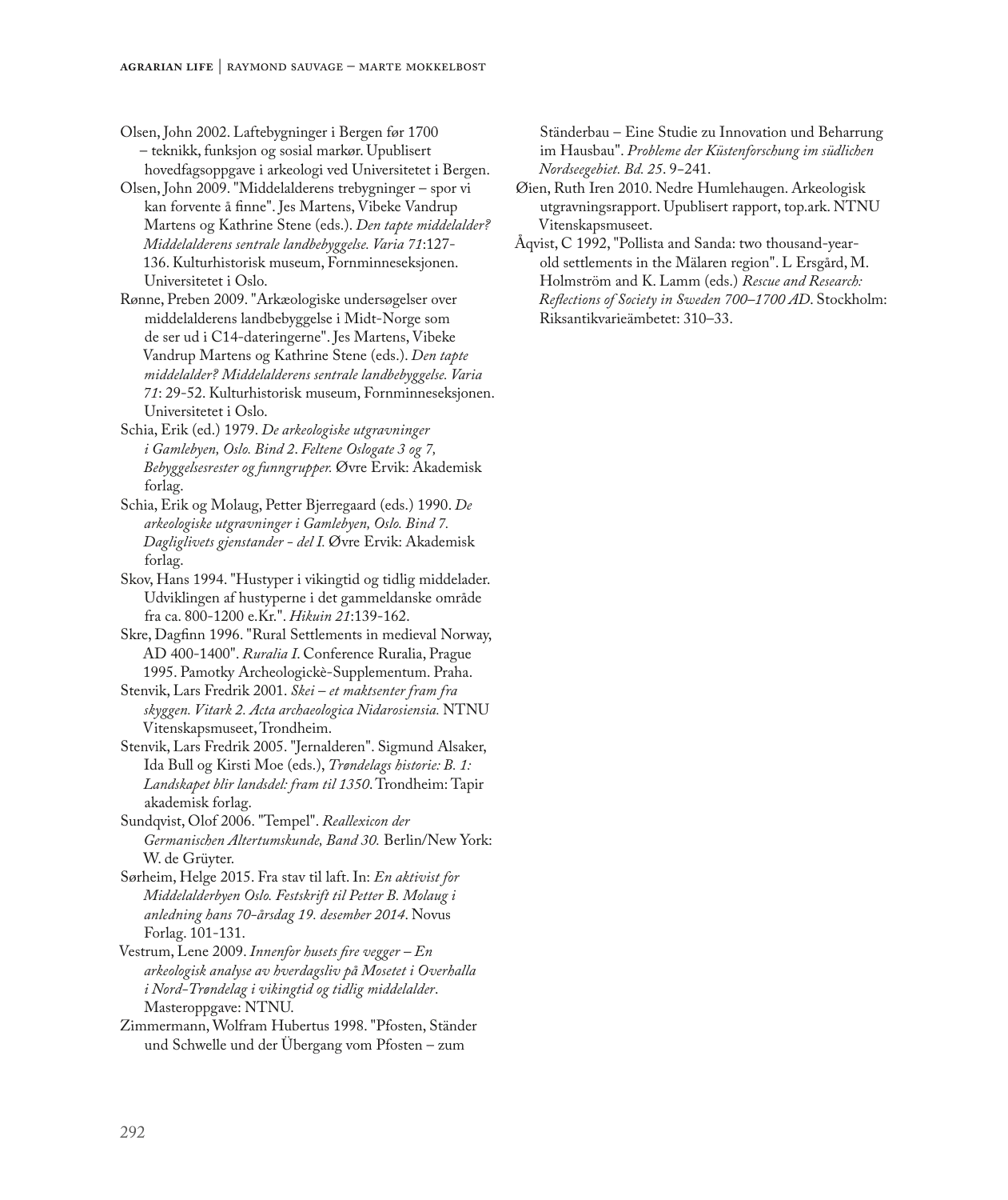Olsen, John 2002. Laftebygninger i Bergen før 1700 – teknikk, funksjon og sosial markør. Upublisert hovedfagsoppgave i arkeologi ved Universitetet i Bergen.

Olsen, John 2009. "Middelalderens trebygninger – spor vi kan forvente å finne". Jes Martens, Vibeke Vandrup Martens og Kathrine Stene (eds.). *Den tapte middelalder? Middelalderens sentrale landbebyggelse. Varia 71*:127-136. Kulturhistorisk museum, Fornminneseksjonen. Universitetet i Oslo.

Rønne, Preben 2009. "Arkæologiske undersøgelser over middelalderens landbebyggelse i Midt-Norge som de ser ud i C14-dateringerne". Jes Martens, Vibeke Vandrup Martens og Kathrine Stene (eds.). *Den tapte middelalder? Middelalderens sentrale landbebyggelse. Varia 71*: 29-52. Kulturhistorisk museum, Fornminneseksjonen. Universitetet i Oslo.

Schia, Erik (ed.) 1979. *De arkeologiske utgravninger i Gamlebyen, Oslo. Bind 2. Feltene Oslogate 3 og 7, Bebyggelsesrester og funngrupper.* Øvre Ervik: Akademisk forlag.

Schia, Erik og Molaug, Petter Bjerregaard (eds.) 1990. *De arkeologiske utgravninger i Gamlebyen, Oslo. Bind 7. Dagliglivets gjenstander - del I.* Øvre Ervik: Akademisk forlag.

Skov, Hans 1994. "Hustyper i vikingtid og tidlig middelader. Udviklingen af hustyperne i det gammeldanske område fra ca. 800-1200 e.Kr.". *Hikuin 21*:139-162.

Skre, Dagfinn 1996. "Rural Settlements in medieval Norway, AD 400-1400". *Ruralia I*. Conference Ruralia, Prague 1995. Pamotky Archeologickè-Supplementum. Praha.

Stenvik, Lars Fredrik 2001. *Skei – et maktsenter fram fra skyggen. Vitark 2. Acta archaeologica Nidarosiensia.* NTNU Vitenskapsmuseet, Trondheim.

Stenvik, Lars Fredrik 2005. "Jernalderen". Sigmund Alsaker, Ida Bull og Kirsti Moe (eds.), *Trøndelags historie: B. 1: Landskapet blir landsdel: fram til 1350*. Trondheim: Tapir akademisk forlag.

Sundqvist, Olof 2006. "Tempel". *Reallexicon der Germanischen Altertumskunde, Band 30.* Berlin/New York: W. de Grüyter.

Sørheim, Helge 2015. Fra stav til laft. In: *En aktivist for Middelalderbyen Oslo. Festskrift til Petter B. Molaug i anledning hans 70-årsdag 19. desember 2014*. Novus Forlag. 101-131.

Vestrum, Lene 2009. *Innenfor husets fire vegger – En arkeologisk analyse av hverdagsliv på Mosetet i Overhalla i Nord-Trøndelag i vikingtid og tidlig middelalder*. Masteroppgave: NTNU.

Zimmermann, Wolfram Hubertus 1998. "Pfosten, Ständer und Schwelle und der Übergang vom Pfosten – zum Ständerbau – Eine Studie zu Innovation und Beharrung im Hausbau". *Probleme der Küstenforschung im südlichen Nordseegebiet. Bd. 25*. 9–241.

Øien, Ruth Iren 2010. Nedre Humlehaugen. Arkeologisk utgravningsrapport. Upublisert rapport, top.ark. NTNU Vitenskapsmuseet.

Åqvist, C 1992, "Pollista and Sanda: two thousand-year-old settlements in the Mälaren region". L Ersgård, M. Holmström and K. Lamm (eds.) *Rescue and Research: Reflections of Society in Sweden 700–1700 AD*. Stockholm: Riksantikvarieämbetet: 310–33.